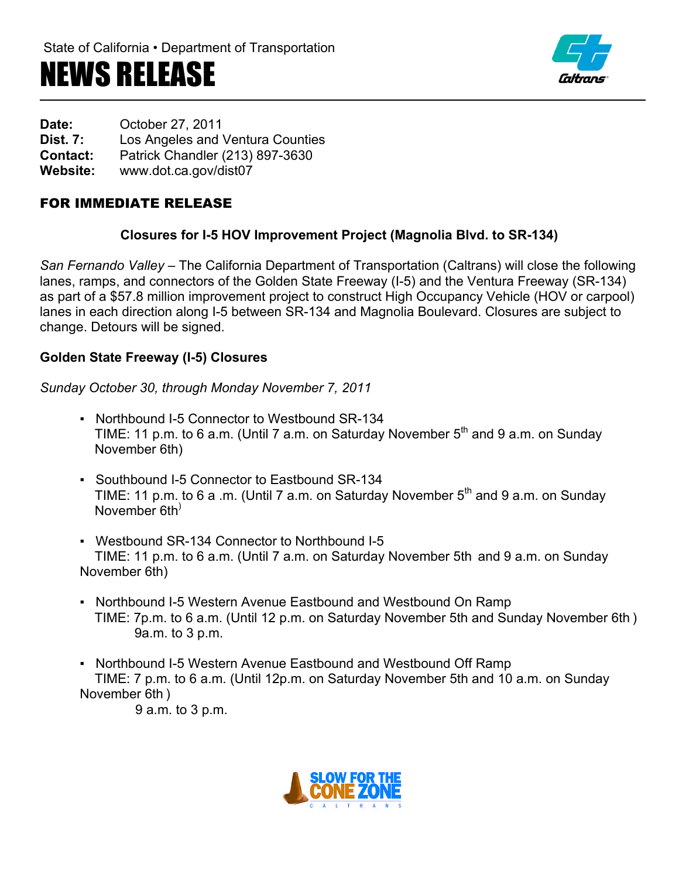State of California • Department of Transportation

# NEWS RELEASE

**Date:** October 27, 2011
**Dist. 7:** Los Angeles and Ventura Counties
**Contact:** Patrick Chandler (213) 897-3630
**Website:** www.dot.ca.gov/dist07

## FOR IMMEDIATE RELEASE

### Closures for I-5 HOV Improvement Project (Magnolia Blvd. to SR-134)

*San Fernando Valley* – The California Department of Transportation (Caltrans) will close the following lanes, ramps, and connectors of the Golden State Freeway (I-5) and the Ventura Freeway (SR-134) as part of a $57.8 million improvement project to construct High Occupancy Vehicle (HOV or carpool) lanes in each direction along I-5 between SR-134 and Magnolia Boulevard. Closures are subject to change. Detours will be signed.

### Golden State Freeway (I-5) Closures

*Sunday October 30, through Monday November 7, 2011*

- Northbound I-5 Connector to Westbound SR-134
  TIME: 11 p.m. to 6 a.m. (Until 7 a.m. on Saturday November 5th and 9 a.m. on Sunday November 6th)

- Southbound I-5 Connector to Eastbound SR-134
  TIME: 11 p.m. to 6 a .m. (Until 7 a.m. on Saturday November 5th and 9 a.m. on Sunday November 6th)

- Westbound SR-134 Connector to Northbound I-5
  TIME: 11 p.m. to 6 a.m. (Until 7 a.m. on Saturday November 5th and 9 a.m. on Sunday November 6th)

- Northbound I-5 Western Avenue Eastbound and Westbound On Ramp
  TIME: 7p.m. to 6 a.m. (Until 12 p.m. on Saturday November 5th and Sunday November 6th )
  9a.m. to 3 p.m.

- Northbound I-5 Western Avenue Eastbound and Westbound Off Ramp
  TIME: 7 p.m. to 6 a.m. (Until 12p.m. on Saturday November 5th and 10 a.m. on Sunday November 6th )
  9 a.m. to 3 p.m.

SLOW FOR THE CONE ZONE
CALTRANS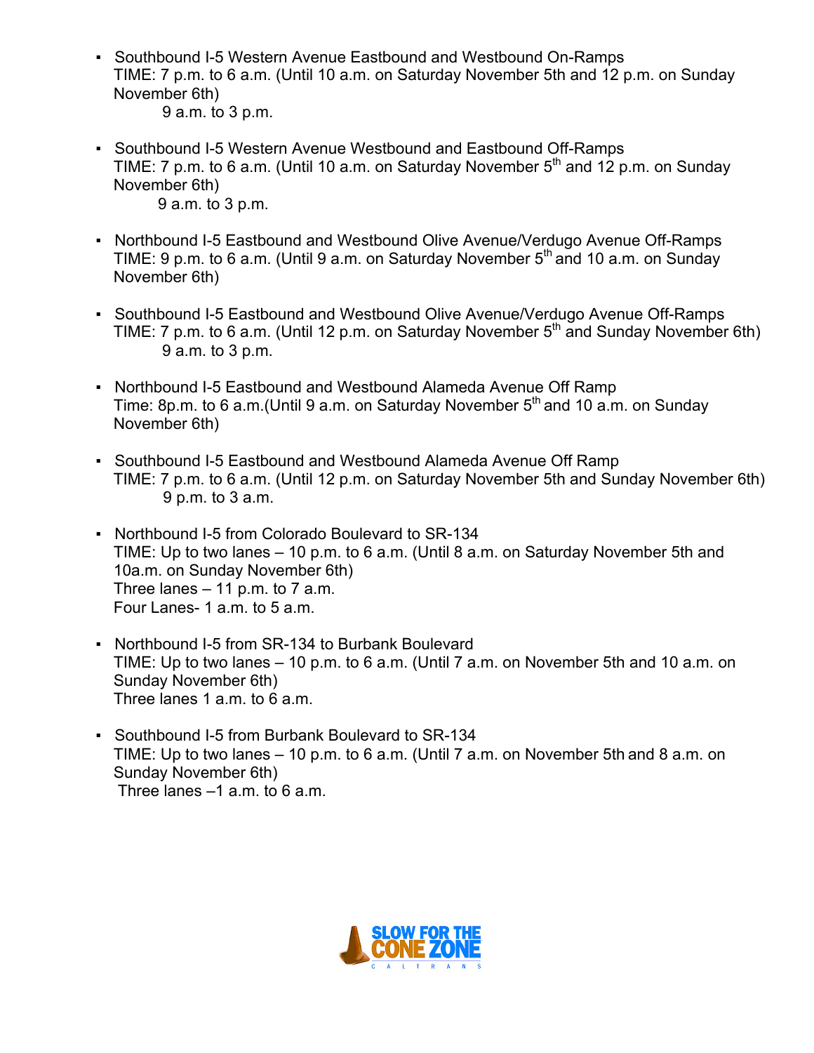- Southbound I-5 Western Avenue Eastbound and Westbound On-Ramps
  TIME: 7 p.m. to 6 a.m. (Until 10 a.m. on Saturday November 5th and 12 p.m. on Sunday November 6th)
  9 a.m. to 3 p.m.

- Southbound I-5 Western Avenue Westbound and Eastbound Off-Ramps
  TIME: 7 p.m. to 6 a.m. (Until 10 a.m. on Saturday November 5th and 12 p.m. on Sunday November 6th)
  9 a.m. to 3 p.m.

- Northbound I-5 Eastbound and Westbound Olive Avenue/Verdugo Avenue Off-Ramps
  TIME: 9 p.m. to 6 a.m. (Until 9 a.m. on Saturday November 5th and 10 a.m. on Sunday November 6th)

- Southbound I-5 Eastbound and Westbound Olive Avenue/Verdugo Avenue Off-Ramps
  TIME: 7 p.m. to 6 a.m. (Until 12 p.m. on Saturday November 5th and Sunday November 6th)
  9 a.m. to 3 p.m.

- Northbound I-5 Eastbound and Westbound Alameda Avenue Off Ramp
  Time: 8p.m. to 6 a.m.(Until 9 a.m. on Saturday November 5th and 10 a.m. on Sunday November 6th)

- Southbound I-5 Eastbound and Westbound Alameda Avenue Off Ramp
  TIME: 7 p.m. to 6 a.m. (Until 12 p.m. on Saturday November 5th and Sunday November 6th)
  9 p.m. to 3 a.m.

- Northbound I-5 from Colorado Boulevard to SR-134
  TIME: Up to two lanes – 10 p.m. to 6 a.m. (Until 8 a.m. on Saturday November 5th and 10a.m. on Sunday November 6th)
  Three lanes – 11 p.m. to 7 a.m.
  Four Lanes- 1 a.m. to 5 a.m.

- Northbound I-5 from SR-134 to Burbank Boulevard
  TIME: Up to two lanes – 10 p.m. to 6 a.m. (Until 7 a.m. on November 5th and 10 a.m. on Sunday November 6th)
  Three lanes 1 a.m. to 6 a.m.

- Southbound I-5 from Burbank Boulevard to SR-134
  TIME: Up to two lanes – 10 p.m. to 6 a.m. (Until 7 a.m. on November 5th and 8 a.m. on Sunday November 6th)
  Three lanes –1 a.m. to 6 a.m.

SLOW FOR THE CONE ZONE
CALTRANS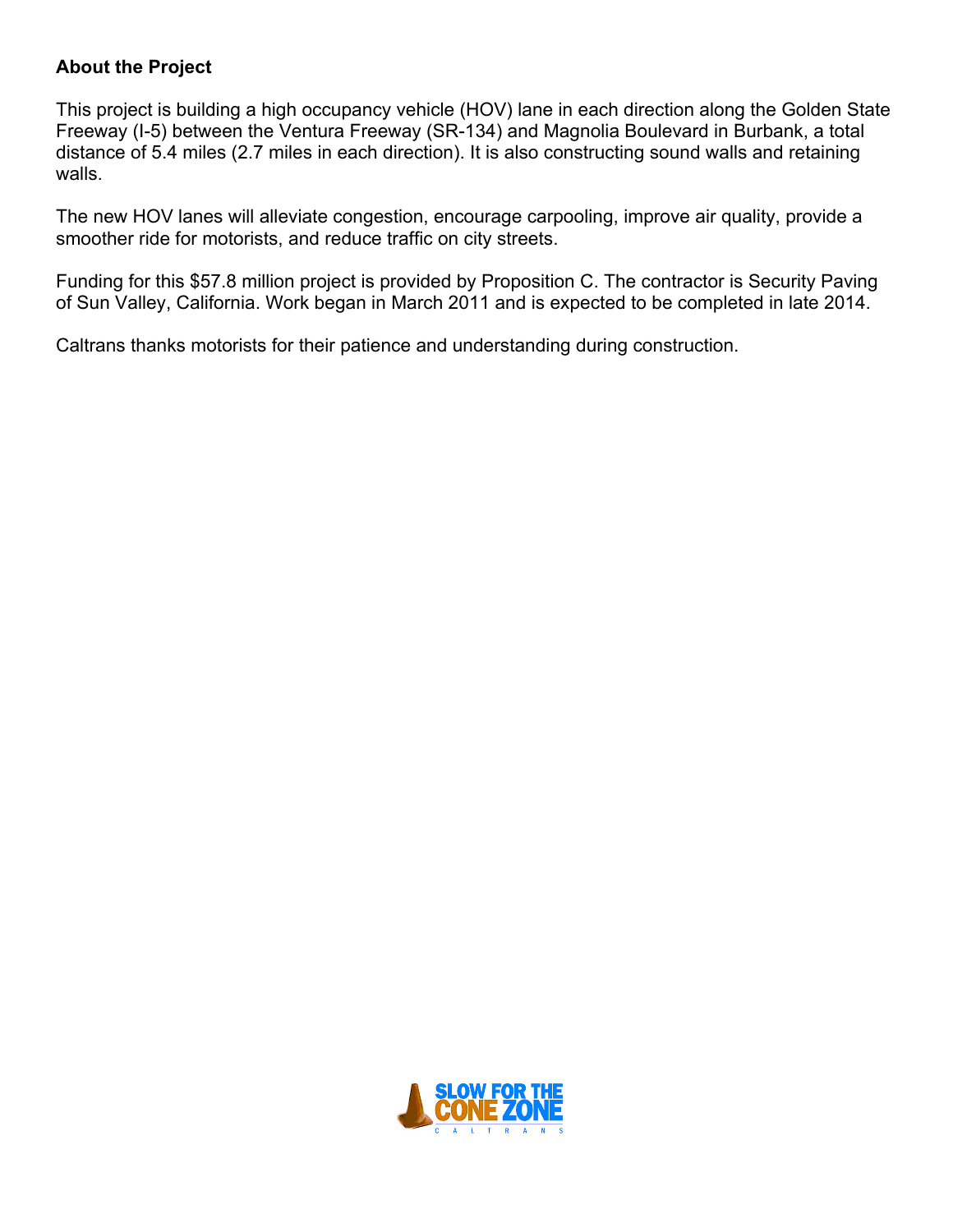**About the Project**

This project is building a high occupancy vehicle (HOV) lane in each direction along the Golden State Freeway (I-5) between the Ventura Freeway (SR-134) and Magnolia Boulevard in Burbank, a total distance of 5.4 miles (2.7 miles in each direction). It is also constructing sound walls and retaining walls.

The new HOV lanes will alleviate congestion, encourage carpooling, improve air quality, provide a smoother ride for motorists, and reduce traffic on city streets.

Funding for this $57.8 million project is provided by Proposition C. The contractor is Security Paving of Sun Valley, California. Work began in March 2011 and is expected to be completed in late 2014.

Caltrans thanks motorists for their patience and understanding during construction.

SLOW FOR THE CONE ZONE
CALTRANS